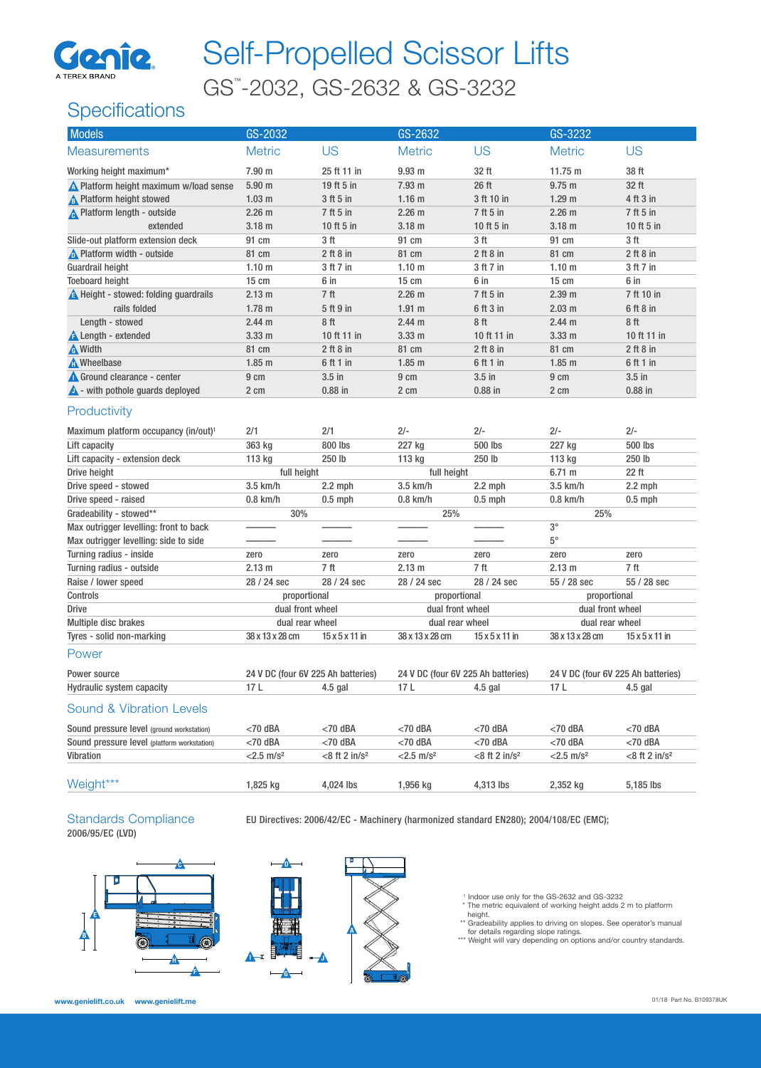Genie
A TEREX BRAND

# Self-Propelled Scissor Lifts

## GS™-2032, GS-2632 & GS-3232

## Specifications

| Models | GS-2032 | | GS-2632 | | GS-3232 | |
|---|---|---|---|---|---|---|
| **Measurements** | **Metric** | **US** | **Metric** | **US** | **Metric** | **US** |
| Working height maximum* | 7.90 m | 25 ft 11 in | 9.93 m | 32 ft | 11.75 m | 38 ft |
| A Platform height maximum w/load sense | 5.90 m | 19 ft 5 in | 7.93 m | 26 ft | 9.75 m | 32 ft |
| B Platform height stowed | 1.03 m | 3 ft 5 in | 1.16 m | 3 ft 10 in | 1.29 m | 4 ft 3 in |
| C Platform length - outside | 2.26 m | 7 ft 5 in | 2.26 m | 7 ft 5 in | 2.26 m | 7 ft 5 in |
| extended | 3.18 m | 10 ft 5 in | 3.18 m | 10 ft 5 in | 3.18 m | 10 ft 5 in |
| Slide-out platform extension deck | 91 cm | 3 ft | 91 cm | 3 ft | 91 cm | 3 ft |
| D Platform width - outside | 81 cm | 2 ft 8 in | 81 cm | 2 ft 8 in | 81 cm | 2 ft 8 in |
| Guardrail height | 1.10 m | 3 ft 7 in | 1.10 m | 3 ft 7 in | 1.10 m | 3 ft 7 in |
| Toeboard height | 15 cm | 6 in | 15 cm | 6 in | 15 cm | 6 in |
| E Height - stowed: folding guardrails | 2.13 m | 7 ft | 2.26 m | 7 ft 5 in | 2.39 m | 7 ft 10 in |
| rails folded | 1.78 m | 5 ft 9 in | 1.91 m | 6 ft 3 in | 2.03 m | 6 ft 8 in |
| Length - stowed | 2.44 m | 8 ft | 2.44 m | 8 ft | 2.44 m | 8 ft |
| F Length - extended | 3.33 m | 10 ft 11 in | 3.33 m | 10 ft 11 in | 3.33 m | 10 ft 11 in |
| G Width | 81 cm | 2 ft 8 in | 81 cm | 2 ft 8 in | 81 cm | 2 ft 8 in |
| H Wheelbase | 1.85 m | 6 ft 1 in | 1.85 m | 6 ft 1 in | 1.85 m | 6 ft 1 in |
| I Ground clearance - center | 9 cm | 3.5 in | 9 cm | 3.5 in | 9 cm | 3.5 in |
| J - with pothole guards deployed | 2 cm | 0.88 in | 2 cm | 0.88 in | 2 cm | 0.88 in |
| **Productivity** | | | | | | |
| Maximum platform occupancy (in/out)[1] | 2/1 | 2/1 | 2/- | 2/- | 2/- | 2/- |
| Lift capacity | 363 kg | 800 lbs | 227 kg | 500 lbs | 227 kg | 500 lbs |
| Lift capacity - extension deck | 113 kg | 250 lb | 113 kg | 250 lb | 113 kg | 250 lb |
| Drive height | full height | | full height | | 6.71 m | 22 ft |
| Drive speed - stowed | 3.5 km/h | 2.2 mph | 3.5 km/h | 2.2 mph | 3.5 km/h | 2.2 mph |
| Drive speed - raised | 0.8 km/h | 0.5 mph | 0.8 km/h | 0.5 mph | 0.8 km/h | 0.5 mph |
| Gradeability - stowed** | 30% | | 25% | | 25% | |
| Max outrigger levelling: front to back | ——— | ——— | ——— | ——— | 3° | |
| Max outrigger levelling: side to side | ——— | ——— | ——— | ——— | 5° | |
| Turning radius - inside | zero | zero | zero | zero | zero | zero |
| Turning radius - outside | 2.13 m | 7 ft | 2.13 m | 7 ft | 2.13 m | 7 ft |
| Raise / lower speed | 28 / 24 sec | 28 / 24 sec | 28 / 24 sec | 28 / 24 sec | 55 / 28 sec | 55 / 28 sec |
| Controls | proportional | | proportional | | proportional | |
| Drive | dual front wheel | | dual front wheel | | dual front wheel | |
| Multiple disc brakes | dual rear wheel | | dual rear wheel | | dual rear wheel | |
| Tyres - solid non-marking | 38 x 13 x 28 cm | 15 x 5 x 11 in | 38 x 13 x 28 cm | 15 x 5 x 11 in | 38 x 13 x 28 cm | 15 x 5 x 11 in |
| **Power** | | | | | | |
| Power source | 24 V DC (four 6V 225 Ah batteries) | | 24 V DC (four 6V 225 Ah batteries) | | 24 V DC (four 6V 225 Ah batteries) | |
| Hydraulic system capacity | 17 L | 4.5 gal | 17 L | 4.5 gal | 17 L | 4.5 gal |
| **Sound & Vibration Levels** | | | | | | |
| Sound pressure level (ground workstation) | <70 dBA | <70 dBA | <70 dBA | <70 dBA | <70 dBA | <70 dBA |
| Sound pressure level (platform workstation) | <70 dBA | <70 dBA | <70 dBA | <70 dBA | <70 dBA | <70 dBA |
| Vibration | <2.5 m/s² | <8 ft 2 in/s² | <2.5 m/s² | <8 ft 2 in/s² | <2.5 m/s² | <8 ft 2 in/s² |
| **Weight***** | 1,825 kg | 4,024 lbs | 1,956 kg | 4,313 lbs | 2,352 kg | 5,185 lbs |

**Standards Compliance**

EU Directives: 2006/42/EC - Machinery (harmonized standard EN280); 2004/108/EC (EMC); 2006/95/EC (LVD)

[1] Indoor use only for the GS-2632 and GS-3232
\* The metric equivalent of working height adds 2 m to platform height.
\*\* Gradeability applies to driving on slopes. See operator's manual for details regarding slope ratings.
\*\*\* Weight will vary depending on options and/or country standards.

www.genielift.co.uk www.genielift.me

01/18 Part No. B109378UK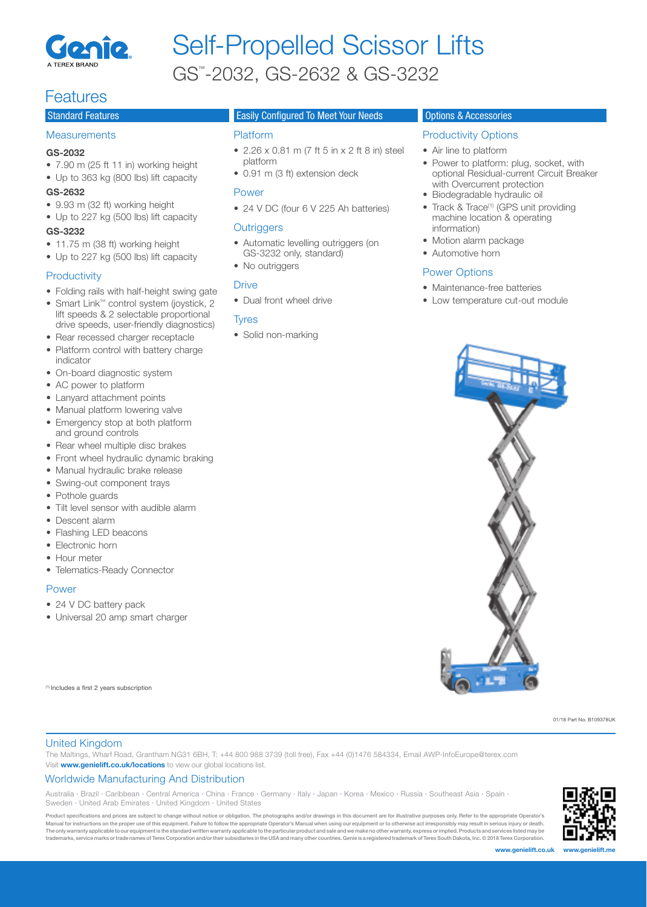# Self-Propelled Scissor Lifts

GS™-2032, GS-2632 & GS-3232

## Features

### Standard Features

#### Measurements

**GS-2032**

- 7.90 m (25 ft 11 in) working height
- Up to 363 kg (800 lbs) lift capacity

**GS-2632**

- 9.93 m (32 ft) working height
- Up to 227 kg (500 lbs) lift capacity

**GS-3232**

- 11.75 m (38 ft) working height
- Up to 227 kg (500 lbs) lift capacity

#### Productivity

- Folding rails with half-height swing gate
- Smart Link™ control system (joystick, 2 lift speeds & 2 selectable proportional drive speeds, user-friendly diagnostics)
- Rear recessed charger receptacle
- Platform control with battery charge indicator
- On-board diagnostic system
- AC power to platform
- Lanyard attachment points
- Manual platform lowering valve
- Emergency stop at both platform and ground controls
- Rear wheel multiple disc brakes
- Front wheel hydraulic dynamic braking
- Manual hydraulic brake release
- Swing-out component trays
- Pothole guards
- Tilt level sensor with audible alarm
- Descent alarm
- Flashing LED beacons
- Electronic horn
- Hour meter
- Telematics-Ready Connector

#### Power

- 24 V DC battery pack
- Universal 20 amp smart charger

### Easily Configured To Meet Your Needs

#### Platform

- 2.26 x 0.81 m (7 ft 5 in x 2 ft 8 in) steel platform
- 0.91 m (3 ft) extension deck

#### Power

- 24 V DC (four 6 V 225 Ah batteries)

#### Outriggers

- Automatic levelling outriggers (on GS-3232 only, standard)
- No outriggers

#### Drive

- Dual front wheel drive

#### Tyres

- Solid non-marking

### Options & Accessories

#### Productivity Options

- Air line to platform
- Power to platform: plug, socket, with optional Residual-current Circuit Breaker with Overcurrent protection
- Biodegradable hydraulic oil
- Track & Trace[1] (GPS unit providing machine location & operating information)
- Motion alarm package
- Automotive horn

#### Power Options

- Maintenance-free batteries
- Low temperature cut-out module

[1] Includes a first 2 years subscription

01/18 Part No. B109378UK

## United Kingdom

The Maltings, Wharf Road, Grantham NG31 6BH, T: +44 800 988 3739 (toll free), Fax +44 (0)1476 584334, Email AWP-InfoEurope@terex.com
Visit **www.genielift.co.uk/locations** to view our global locations list.

## Worldwide Manufacturing And Distribution

Australia · Brazil · Caribbean · Central America · China · France · Germany · Italy · Japan · Korea · Mexico · Russia · Southeast Asia · Spain · Sweden · United Arab Emirates · United Kingdom · United States

Product specifications and prices are subject to change without notice or obligation. The photographs and/or drawings in this document are for illustrative purposes only. Refer to the appropriate Operator's Manual for instructions on the proper use of this equipment. Failure to follow the appropriate Operator's Manual when using our equipment or to otherwise act irresponsibly may result in serious injury or death. The only warranty applicable to our equipment is the standard written warranty applicable to the particular product and sale and we make no other warranty, express or implied. Products and services listed may be trademarks, service marks or trade names of Terex Corporation and/or their subsidiaries in the USA and many other countries. Genie is a registered trademark of Terex South Dakota, Inc. © 2018 Terex Corporation.

www.genielift.co.uk www.genielift.me